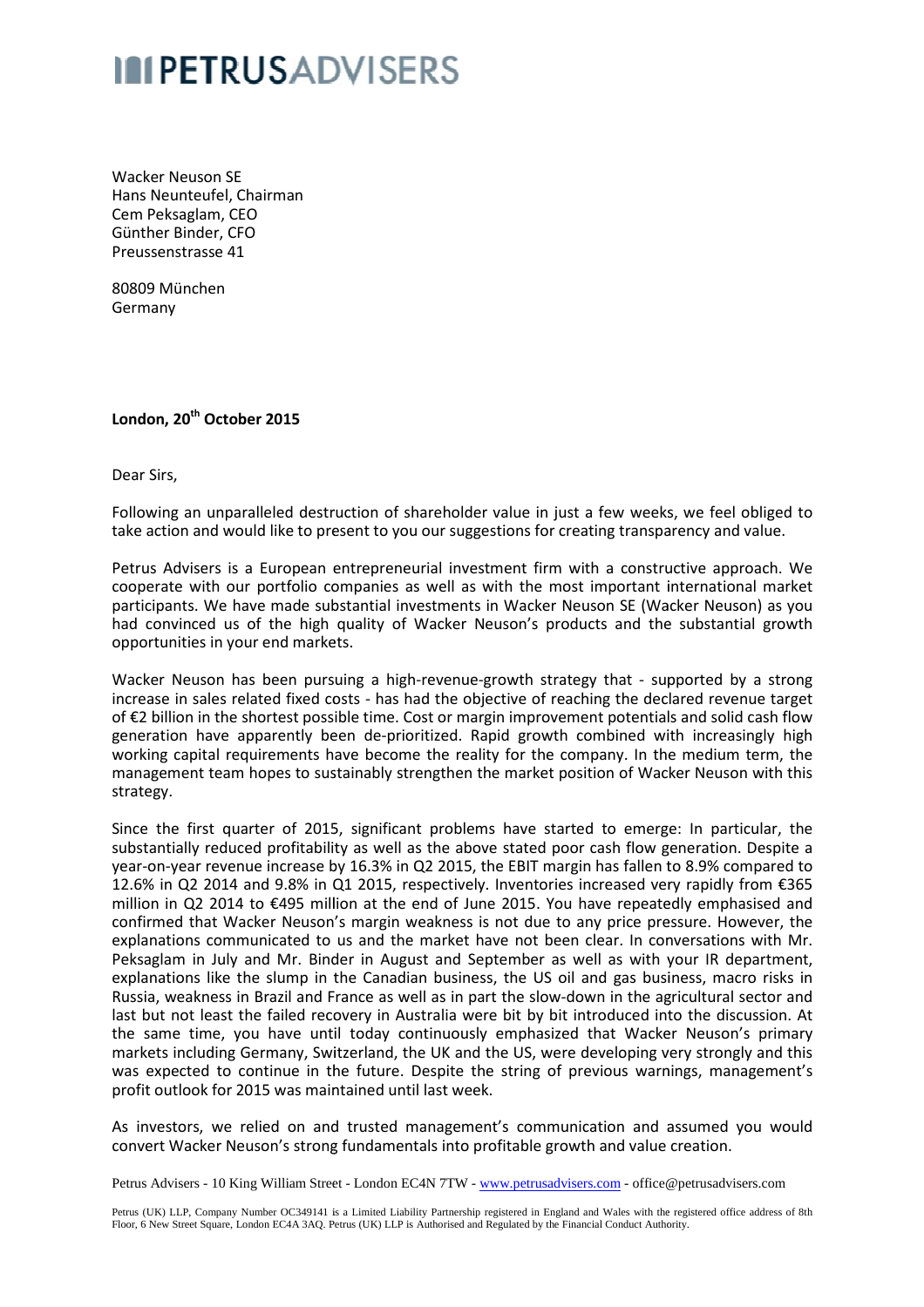# PETRUSADVISERS

Wacker Neuson SE
Hans Neunteufel, Chairman
Cem Peksaglam, CEO
Günther Binder, CFO
Preussenstrasse 41

80809 München
Germany

**London, 20th October 2015**

Dear Sirs,

Following an unparalleled destruction of shareholder value in just a few weeks, we feel obliged to take action and would like to present to you our suggestions for creating transparency and value.

Petrus Advisers is a European entrepreneurial investment firm with a constructive approach. We cooperate with our portfolio companies as well as with the most important international market participants. We have made substantial investments in Wacker Neuson SE (Wacker Neuson) as you had convinced us of the high quality of Wacker Neuson's products and the substantial growth opportunities in your end markets.

Wacker Neuson has been pursuing a high-revenue-growth strategy that - supported by a strong increase in sales related fixed costs - has had the objective of reaching the declared revenue target of €2 billion in the shortest possible time. Cost or margin improvement potentials and solid cash flow generation have apparently been de-prioritized. Rapid growth combined with increasingly high working capital requirements have become the reality for the company. In the medium term, the management team hopes to sustainably strengthen the market position of Wacker Neuson with this strategy.

Since the first quarter of 2015, significant problems have started to emerge: In particular, the substantially reduced profitability as well as the above stated poor cash flow generation. Despite a year-on-year revenue increase by 16.3% in Q2 2015, the EBIT margin has fallen to 8.9% compared to 12.6% in Q2 2014 and 9.8% in Q1 2015, respectively. Inventories increased very rapidly from €365 million in Q2 2014 to €495 million at the end of June 2015. You have repeatedly emphasised and confirmed that Wacker Neuson's margin weakness is not due to any price pressure. However, the explanations communicated to us and the market have not been clear. In conversations with Mr. Peksaglam in July and Mr. Binder in August and September as well as with your IR department, explanations like the slump in the Canadian business, the US oil and gas business, macro risks in Russia, weakness in Brazil and France as well as in part the slow-down in the agricultural sector and last but not least the failed recovery in Australia were bit by bit introduced into the discussion. At the same time, you have until today continuously emphasized that Wacker Neuson's primary markets including Germany, Switzerland, the UK and the US, were developing very strongly and this was expected to continue in the future. Despite the string of previous warnings, management's profit outlook for 2015 was maintained until last week.

As investors, we relied on and trusted management's communication and assumed you would convert Wacker Neuson's strong fundamentals into profitable growth and value creation.

Petrus Advisers - 10 King William Street - London EC4N 7TW - www.petrusadvisers.com - office@petrusadvisers.com

Petrus (UK) LLP, Company Number OC349141 is a Limited Liability Partnership registered in England and Wales with the registered office address of 8th Floor, 6 New Street Square, London EC4A 3AQ. Petrus (UK) LLP is Authorised and Regulated by the Financial Conduct Authority.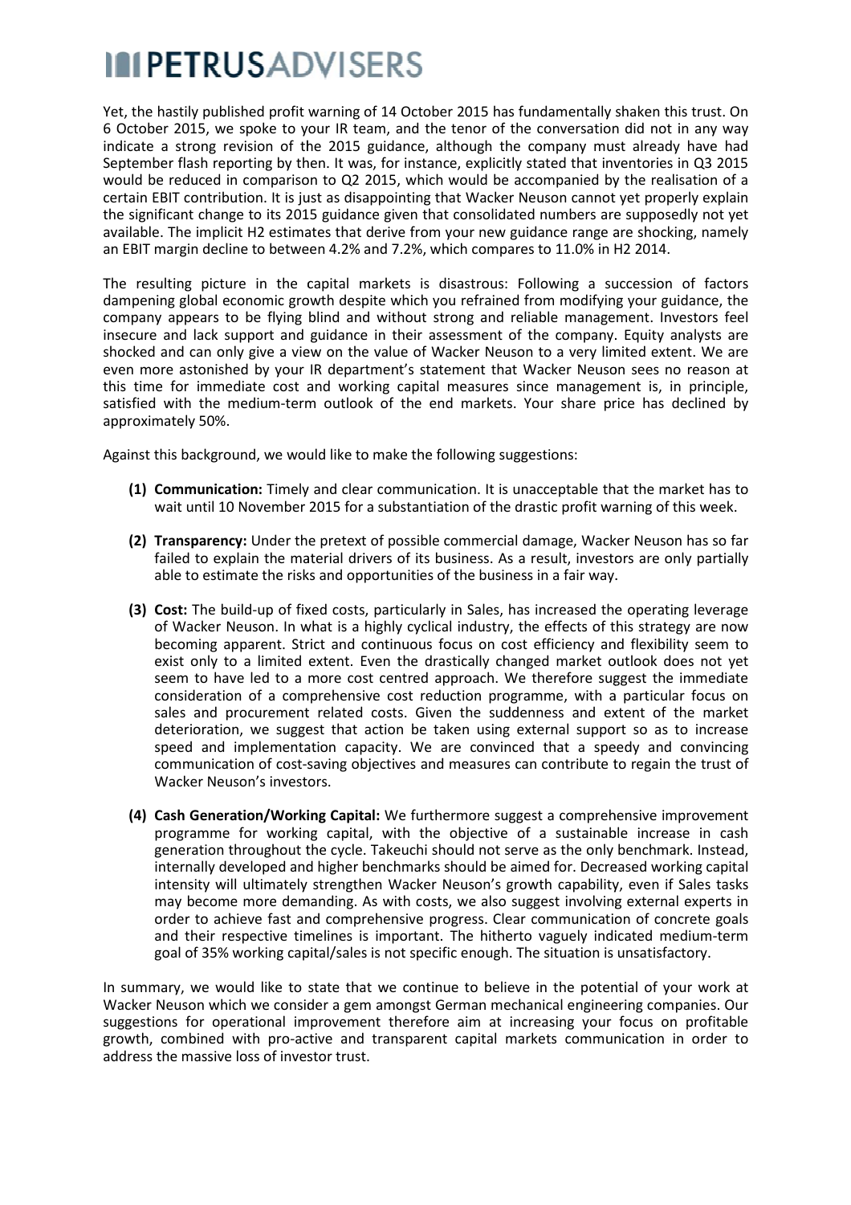Yet, the hastily published profit warning of 14 October 2015 has fundamentally shaken this trust. On 6 October 2015, we spoke to your IR team, and the tenor of the conversation did not in any way indicate a strong revision of the 2015 guidance, although the company must already have had September flash reporting by then. It was, for instance, explicitly stated that inventories in Q3 2015 would be reduced in comparison to Q2 2015, which would be accompanied by the realisation of a certain EBIT contribution. It is just as disappointing that Wacker Neuson cannot yet properly explain the significant change to its 2015 guidance given that consolidated numbers are supposedly not yet available. The implicit H2 estimates that derive from your new guidance range are shocking, namely an EBIT margin decline to between 4.2% and 7.2%, which compares to 11.0% in H2 2014.

The resulting picture in the capital markets is disastrous: Following a succession of factors dampening global economic growth despite which you refrained from modifying your guidance, the company appears to be flying blind and without strong and reliable management. Investors feel insecure and lack support and guidance in their assessment of the company. Equity analysts are shocked and can only give a view on the value of Wacker Neuson to a very limited extent. We are even more astonished by your IR department's statement that Wacker Neuson sees no reason at this time for immediate cost and working capital measures since management is, in principle, satisfied with the medium-term outlook of the end markets. Your share price has declined by approximately 50%.

Against this background, we would like to make the following suggestions:

**(1) Communication:** Timely and clear communication. It is unacceptable that the market has to wait until 10 November 2015 for a substantiation of the drastic profit warning of this week.

**(2) Transparency:** Under the pretext of possible commercial damage, Wacker Neuson has so far failed to explain the material drivers of its business. As a result, investors are only partially able to estimate the risks and opportunities of the business in a fair way.

**(3) Cost:** The build-up of fixed costs, particularly in Sales, has increased the operating leverage of Wacker Neuson. In what is a highly cyclical industry, the effects of this strategy are now becoming apparent. Strict and continuous focus on cost efficiency and flexibility seem to exist only to a limited extent. Even the drastically changed market outlook does not yet seem to have led to a more cost centred approach. We therefore suggest the immediate consideration of a comprehensive cost reduction programme, with a particular focus on sales and procurement related costs. Given the suddenness and extent of the market deterioration, we suggest that action be taken using external support so as to increase speed and implementation capacity. We are convinced that a speedy and convincing communication of cost-saving objectives and measures can contribute to regain the trust of Wacker Neuson's investors.

**(4) Cash Generation/Working Capital:** We furthermore suggest a comprehensive improvement programme for working capital, with the objective of a sustainable increase in cash generation throughout the cycle. Takeuchi should not serve as the only benchmark. Instead, internally developed and higher benchmarks should be aimed for. Decreased working capital intensity will ultimately strengthen Wacker Neuson's growth capability, even if Sales tasks may become more demanding. As with costs, we also suggest involving external experts in order to achieve fast and comprehensive progress. Clear communication of concrete goals and their respective timelines is important. The hitherto vaguely indicated medium-term goal of 35% working capital/sales is not specific enough. The situation is unsatisfactory.

In summary, we would like to state that we continue to believe in the potential of your work at Wacker Neuson which we consider a gem amongst German mechanical engineering companies. Our suggestions for operational improvement therefore aim at increasing your focus on profitable growth, combined with pro-active and transparent capital markets communication in order to address the massive loss of investor trust.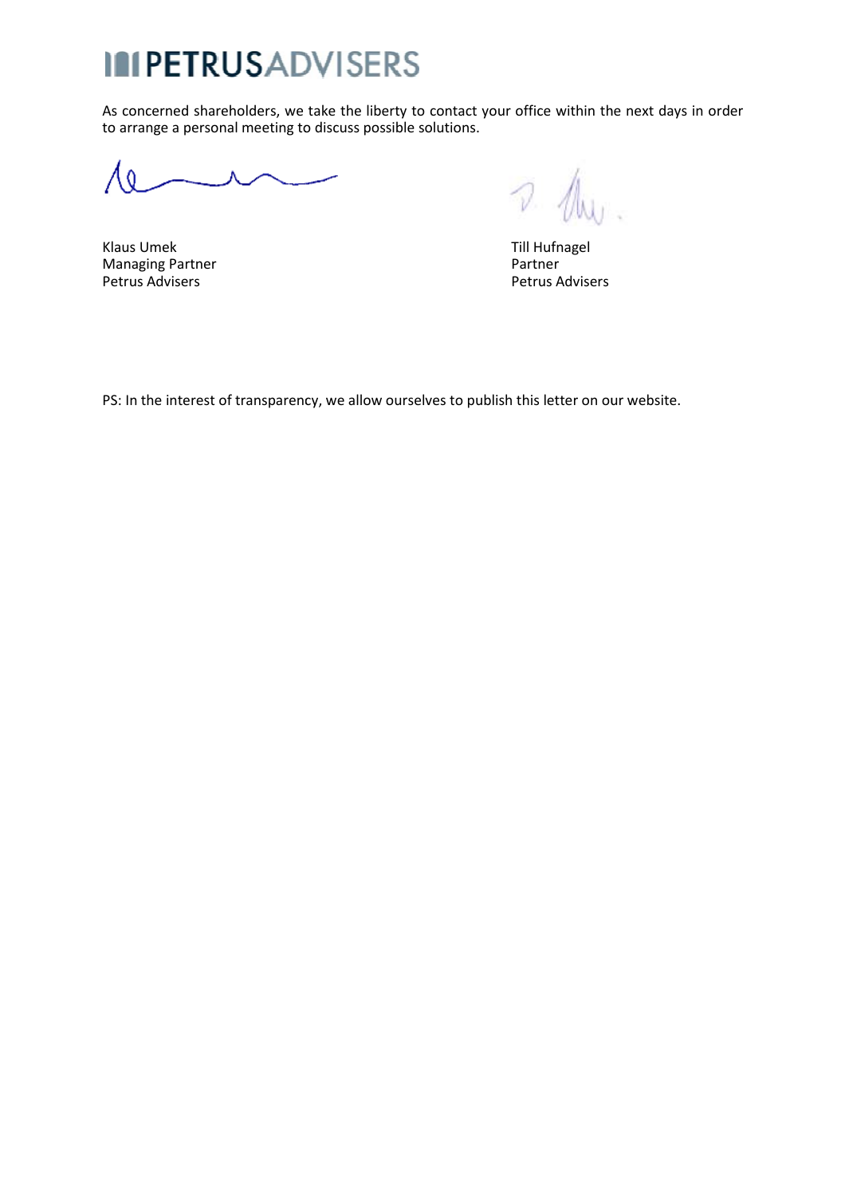PETRUSADVISERS

As concerned shareholders, we take the liberty to contact your office within the next days in order to arrange a personal meeting to discuss possible solutions.

Klaus Umek
Managing Partner
Petrus Advisers

Till Hufnagel
Partner
Petrus Advisers

PS: In the interest of transparency, we allow ourselves to publish this letter on our website.